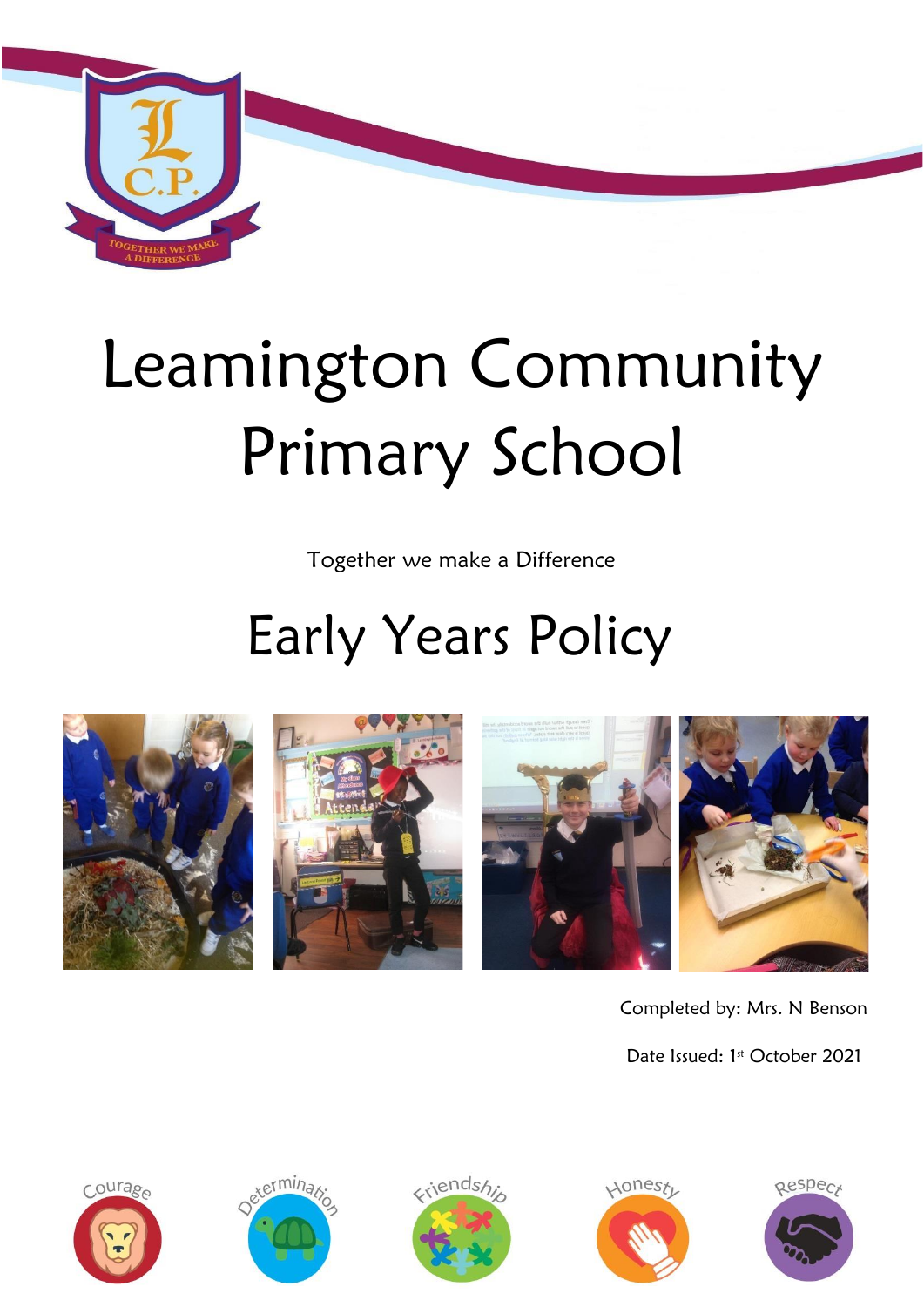# Leamington Community Primary School

Together we make a Difference

## Early Years Policy

Completed by: Mrs. N Benson

Date Issued: 1st October 2021

Courage

Determination

Friendship

Honesty

Respect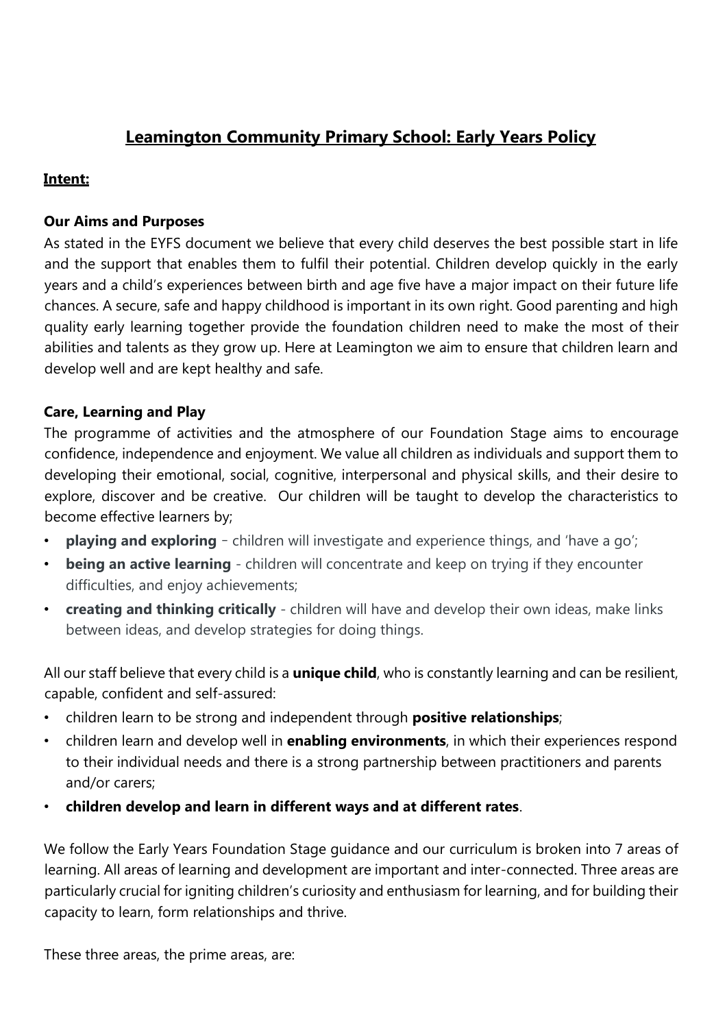# Leamington Community Primary School: Early Years Policy

## Intent:

### Our Aims and Purposes

As stated in the EYFS document we believe that every child deserves the best possible start in life and the support that enables them to fulfil their potential. Children develop quickly in the early years and a child's experiences between birth and age five have a major impact on their future life chances. A secure, safe and happy childhood is important in its own right. Good parenting and high quality early learning together provide the foundation children need to make the most of their abilities and talents as they grow up. Here at Leamington we aim to ensure that children learn and develop well and are kept healthy and safe.

### Care, Learning and Play

The programme of activities and the atmosphere of our Foundation Stage aims to encourage confidence, independence and enjoyment. We value all children as individuals and support them to developing their emotional, social, cognitive, interpersonal and physical skills, and their desire to explore, discover and be creative. Our children will be taught to develop the characteristics to become effective learners by;

- **playing and exploring** – children will investigate and experience things, and 'have a go';
- **being an active learning** - children will concentrate and keep on trying if they encounter difficulties, and enjoy achievements;
- **creating and thinking critically** - children will have and develop their own ideas, make links between ideas, and develop strategies for doing things.

All our staff believe that every child is a **unique child**, who is constantly learning and can be resilient, capable, confident and self-assured:

- children learn to be strong and independent through **positive relationships**;
- children learn and develop well in **enabling environments**, in which their experiences respond to their individual needs and there is a strong partnership between practitioners and parents and/or carers;
- **children develop and learn in different ways and at different rates**.

We follow the Early Years Foundation Stage guidance and our curriculum is broken into 7 areas of learning. All areas of learning and development are important and inter-connected. Three areas are particularly crucial for igniting children's curiosity and enthusiasm for learning, and for building their capacity to learn, form relationships and thrive.

These three areas, the prime areas, are: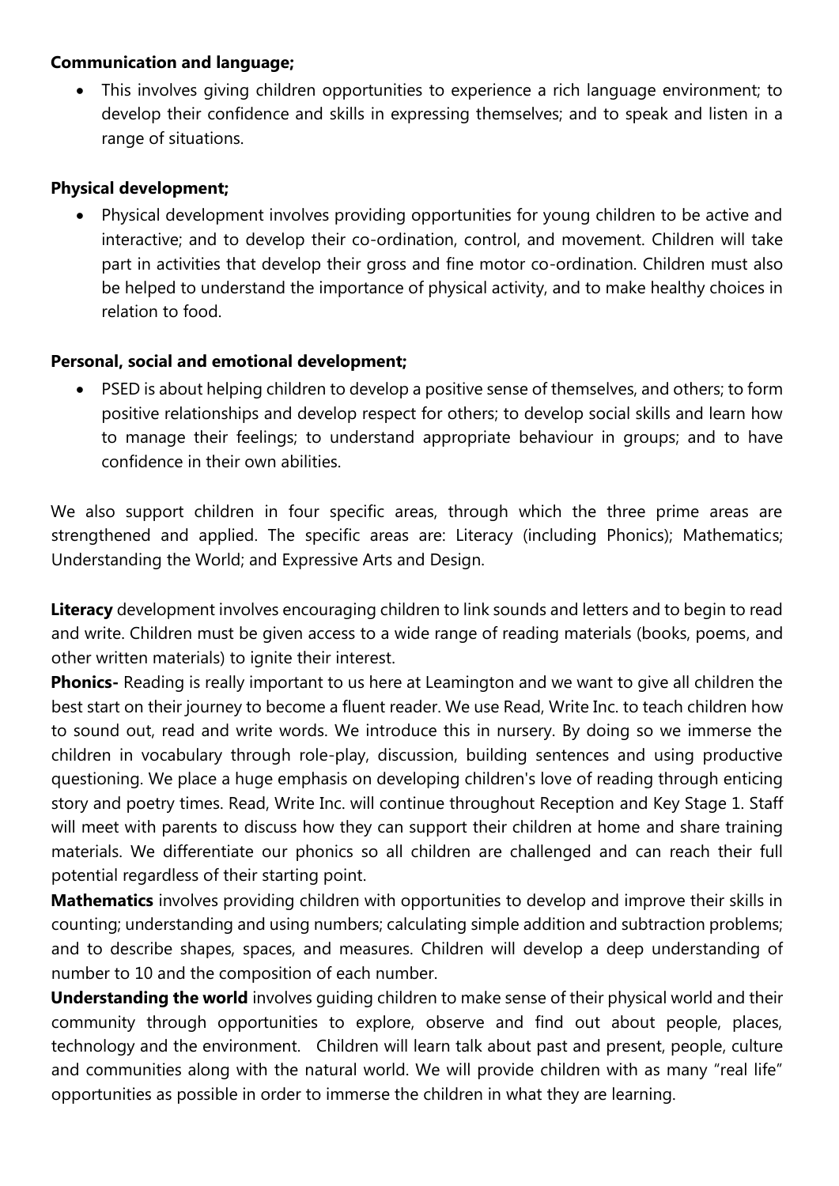**Communication and language;**

- This involves giving children opportunities to experience a rich language environment; to develop their confidence and skills in expressing themselves; and to speak and listen in a range of situations.

**Physical development;**

- Physical development involves providing opportunities for young children to be active and interactive; and to develop their co-ordination, control, and movement. Children will take part in activities that develop their gross and fine motor co-ordination. Children must also be helped to understand the importance of physical activity, and to make healthy choices in relation to food.

**Personal, social and emotional development;**

- PSED is about helping children to develop a positive sense of themselves, and others; to form positive relationships and develop respect for others; to develop social skills and learn how to manage their feelings; to understand appropriate behaviour in groups; and to have confidence in their own abilities.

We also support children in four specific areas, through which the three prime areas are strengthened and applied. The specific areas are: Literacy (including Phonics); Mathematics; Understanding the World; and Expressive Arts and Design.

**Literacy** development involves encouraging children to link sounds and letters and to begin to read and write. Children must be given access to a wide range of reading materials (books, poems, and other written materials) to ignite their interest.

**Phonics-** Reading is really important to us here at Leamington and we want to give all children the best start on their journey to become a fluent reader. We use Read, Write Inc. to teach children how to sound out, read and write words. We introduce this in nursery. By doing so we immerse the children in vocabulary through role-play, discussion, building sentences and using productive questioning. We place a huge emphasis on developing children's love of reading through enticing story and poetry times. Read, Write Inc. will continue throughout Reception and Key Stage 1. Staff will meet with parents to discuss how they can support their children at home and share training materials. We differentiate our phonics so all children are challenged and can reach their full potential regardless of their starting point.

**Mathematics** involves providing children with opportunities to develop and improve their skills in counting; understanding and using numbers; calculating simple addition and subtraction problems; and to describe shapes, spaces, and measures. Children will develop a deep understanding of number to 10 and the composition of each number.

**Understanding the world** involves guiding children to make sense of their physical world and their community through opportunities to explore, observe and find out about people, places, technology and the environment. Children will learn talk about past and present, people, culture and communities along with the natural world. We will provide children with as many "real life" opportunities as possible in order to immerse the children in what they are learning.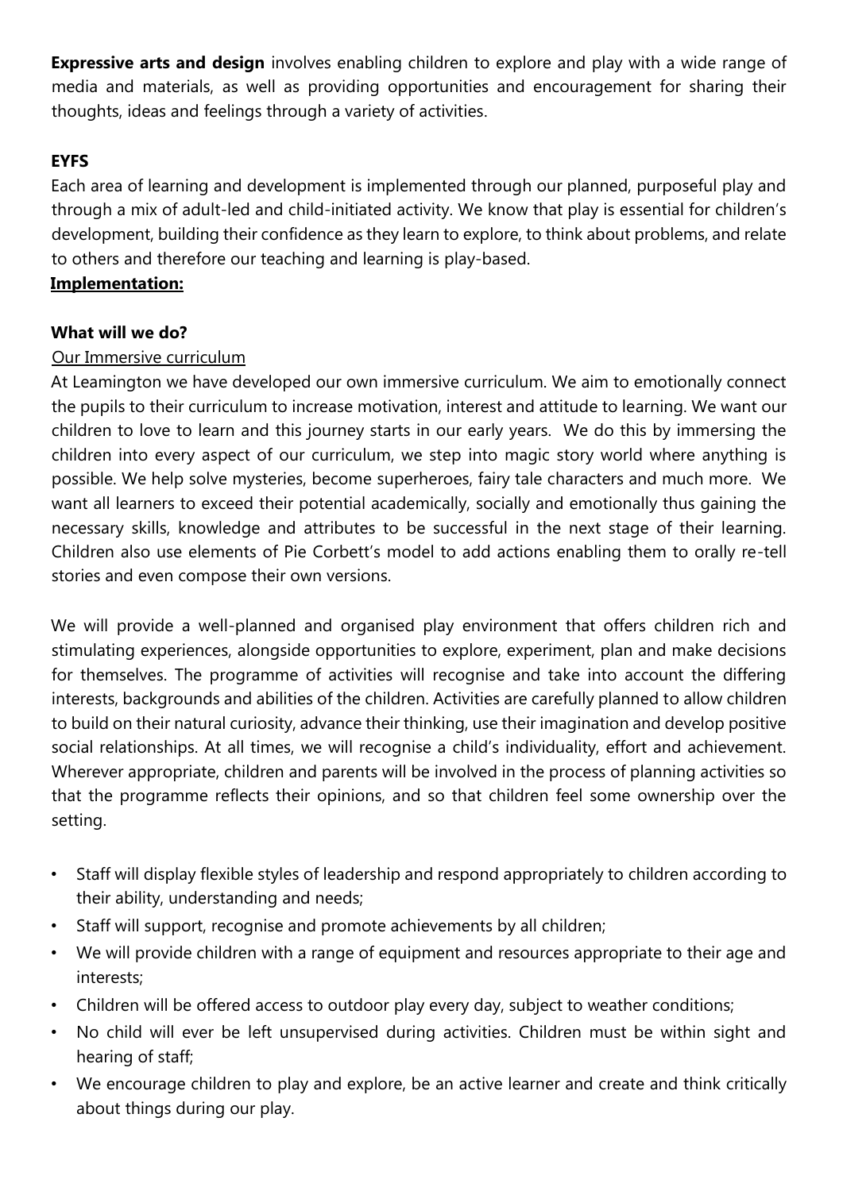**Expressive arts and design** involves enabling children to explore and play with a wide range of media and materials, as well as providing opportunities and encouragement for sharing their thoughts, ideas and feelings through a variety of activities.

**EYFS**

Each area of learning and development is implemented through our planned, purposeful play and through a mix of adult-led and child-initiated activity. We know that play is essential for children's development, building their confidence as they learn to explore, to think about problems, and relate to others and therefore our teaching and learning is play-based.

**Implementation:**

**What will we do?**

Our Immersive curriculum

At Leamington we have developed our own immersive curriculum. We aim to emotionally connect the pupils to their curriculum to increase motivation, interest and attitude to learning. We want our children to love to learn and this journey starts in our early years. We do this by immersing the children into every aspect of our curriculum, we step into magic story world where anything is possible. We help solve mysteries, become superheroes, fairy tale characters and much more. We want all learners to exceed their potential academically, socially and emotionally thus gaining the necessary skills, knowledge and attributes to be successful in the next stage of their learning. Children also use elements of Pie Corbett's model to add actions enabling them to orally re-tell stories and even compose their own versions.

We will provide a well-planned and organised play environment that offers children rich and stimulating experiences, alongside opportunities to explore, experiment, plan and make decisions for themselves. The programme of activities will recognise and take into account the differing interests, backgrounds and abilities of the children. Activities are carefully planned to allow children to build on their natural curiosity, advance their thinking, use their imagination and develop positive social relationships. At all times, we will recognise a child's individuality, effort and achievement. Wherever appropriate, children and parents will be involved in the process of planning activities so that the programme reflects their opinions, and so that children feel some ownership over the setting.

- Staff will display flexible styles of leadership and respond appropriately to children according to their ability, understanding and needs;
- Staff will support, recognise and promote achievements by all children;
- We will provide children with a range of equipment and resources appropriate to their age and interests;
- Children will be offered access to outdoor play every day, subject to weather conditions;
- No child will ever be left unsupervised during activities. Children must be within sight and hearing of staff;
- We encourage children to play and explore, be an active learner and create and think critically about things during our play.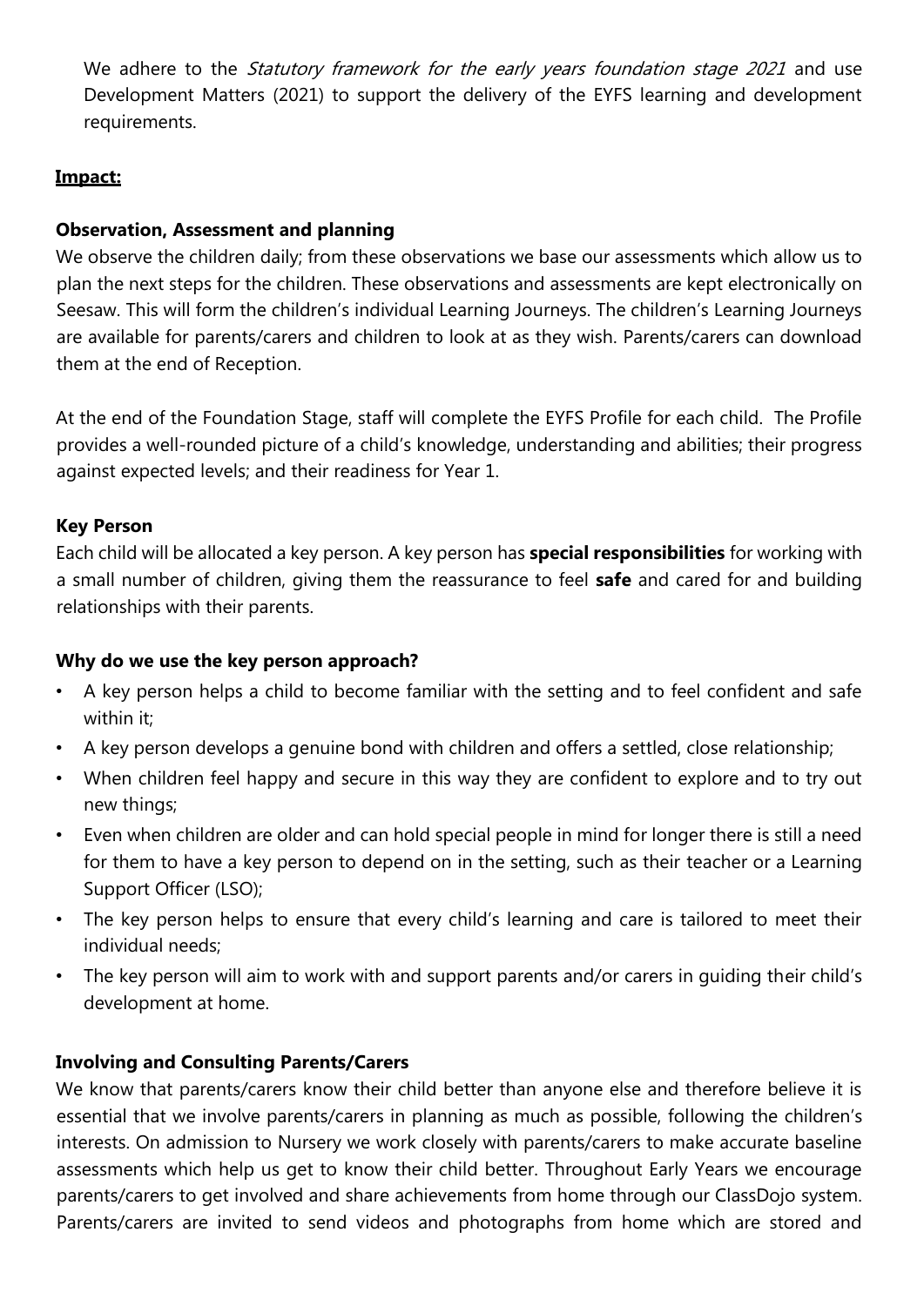We adhere to the *Statutory framework for the early years foundation stage 2021* and use Development Matters (2021) to support the delivery of the EYFS learning and development requirements.

## Impact:

### Observation, Assessment and planning

We observe the children daily; from these observations we base our assessments which allow us to plan the next steps for the children. These observations and assessments are kept electronically on Seesaw. This will form the children's individual Learning Journeys. The children's Learning Journeys are available for parents/carers and children to look at as they wish. Parents/carers can download them at the end of Reception.

At the end of the Foundation Stage, staff will complete the EYFS Profile for each child. The Profile provides a well-rounded picture of a child's knowledge, understanding and abilities; their progress against expected levels; and their readiness for Year 1.

### Key Person

Each child will be allocated a key person. A key person has **special responsibilities** for working with a small number of children, giving them the reassurance to feel **safe** and cared for and building relationships with their parents.

### Why do we use the key person approach?

- A key person helps a child to become familiar with the setting and to feel confident and safe within it;
- A key person develops a genuine bond with children and offers a settled, close relationship;
- When children feel happy and secure in this way they are confident to explore and to try out new things;
- Even when children are older and can hold special people in mind for longer there is still a need for them to have a key person to depend on in the setting, such as their teacher or a Learning Support Officer (LSO);
- The key person helps to ensure that every child's learning and care is tailored to meet their individual needs;
- The key person will aim to work with and support parents and/or carers in guiding their child's development at home.

### Involving and Consulting Parents/Carers

We know that parents/carers know their child better than anyone else and therefore believe it is essential that we involve parents/carers in planning as much as possible, following the children's interests. On admission to Nursery we work closely with parents/carers to make accurate baseline assessments which help us get to know their child better. Throughout Early Years we encourage parents/carers to get involved and share achievements from home through our ClassDojo system. Parents/carers are invited to send videos and photographs from home which are stored and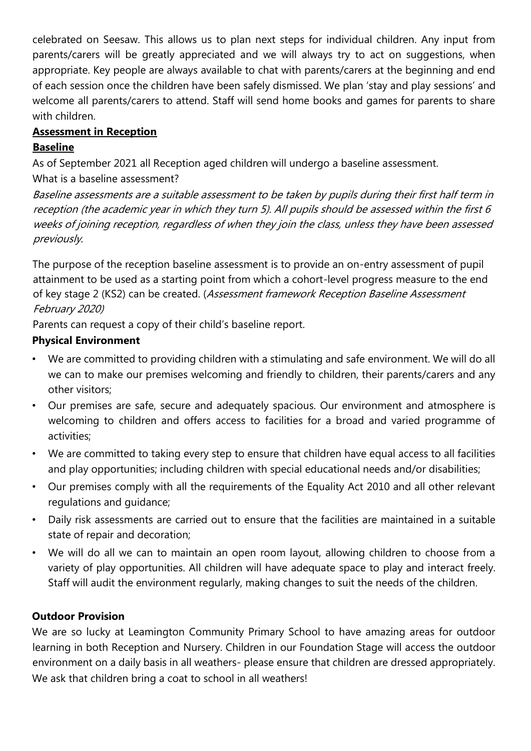celebrated on Seesaw. This allows us to plan next steps for individual children. Any input from parents/carers will be greatly appreciated and we will always try to act on suggestions, when appropriate. Key people are always available to chat with parents/carers at the beginning and end of each session once the children have been safely dismissed. We plan 'stay and play sessions' and welcome all parents/carers to attend. Staff will send home books and games for parents to share with children.

## **Assessment in Reception**

### **Baseline**

As of September 2021 all Reception aged children will undergo a baseline assessment.

What is a baseline assessment?

*Baseline assessments are a suitable assessment to be taken by pupils during their first half term in reception (the academic year in which they turn 5). All pupils should be assessed within the first 6 weeks of joining reception, regardless of when they join the class, unless they have been assessed previously.*

The purpose of the reception baseline assessment is to provide an on-entry assessment of pupil attainment to be used as a starting point from which a cohort-level progress measure to the end of key stage 2 (KS2) can be created. (*Assessment framework Reception Baseline Assessment February 2020*)

Parents can request a copy of their child's baseline report.

## **Physical Environment**

- We are committed to providing children with a stimulating and safe environment. We will do all we can to make our premises welcoming and friendly to children, their parents/carers and any other visitors;
- Our premises are safe, secure and adequately spacious. Our environment and atmosphere is welcoming to children and offers access to facilities for a broad and varied programme of activities;
- We are committed to taking every step to ensure that children have equal access to all facilities and play opportunities; including children with special educational needs and/or disabilities;
- Our premises comply with all the requirements of the Equality Act 2010 and all other relevant regulations and guidance;
- Daily risk assessments are carried out to ensure that the facilities are maintained in a suitable state of repair and decoration;
- We will do all we can to maintain an open room layout, allowing children to choose from a variety of play opportunities. All children will have adequate space to play and interact freely. Staff will audit the environment regularly, making changes to suit the needs of the children.

## **Outdoor Provision**

We are so lucky at Leamington Community Primary School to have amazing areas for outdoor learning in both Reception and Nursery. Children in our Foundation Stage will access the outdoor environment on a daily basis in all weathers- please ensure that children are dressed appropriately. We ask that children bring a coat to school in all weathers!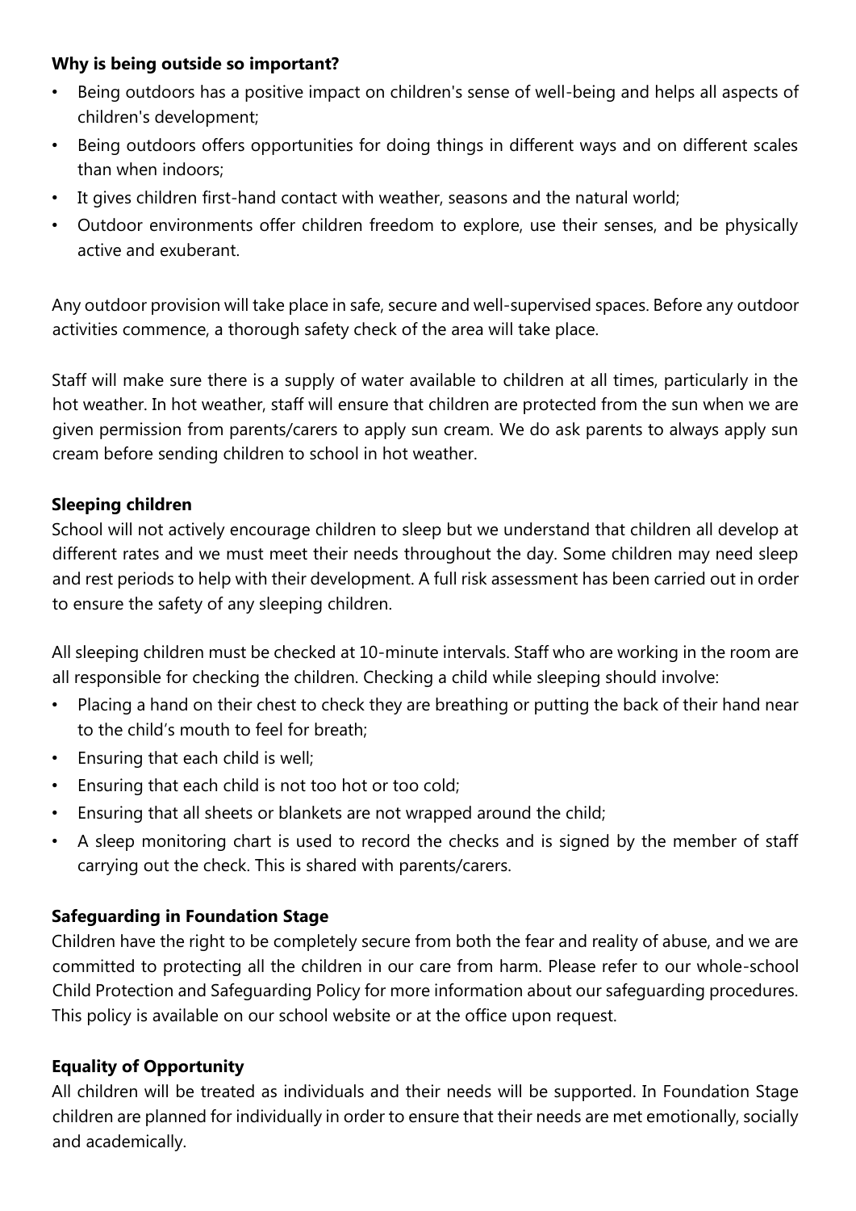**Why is being outside so important?**

- Being outdoors has a positive impact on children's sense of well-being and helps all aspects of children's development;
- Being outdoors offers opportunities for doing things in different ways and on different scales than when indoors;
- It gives children first-hand contact with weather, seasons and the natural world;
- Outdoor environments offer children freedom to explore, use their senses, and be physically active and exuberant.

Any outdoor provision will take place in safe, secure and well-supervised spaces. Before any outdoor activities commence, a thorough safety check of the area will take place.

Staff will make sure there is a supply of water available to children at all times, particularly in the hot weather. In hot weather, staff will ensure that children are protected from the sun when we are given permission from parents/carers to apply sun cream. We do ask parents to always apply sun cream before sending children to school in hot weather.

**Sleeping children**

School will not actively encourage children to sleep but we understand that children all develop at different rates and we must meet their needs throughout the day. Some children may need sleep and rest periods to help with their development. A full risk assessment has been carried out in order to ensure the safety of any sleeping children.

All sleeping children must be checked at 10-minute intervals. Staff who are working in the room are all responsible for checking the children. Checking a child while sleeping should involve:

- Placing a hand on their chest to check they are breathing or putting the back of their hand near to the child's mouth to feel for breath;
- Ensuring that each child is well;
- Ensuring that each child is not too hot or too cold;
- Ensuring that all sheets or blankets are not wrapped around the child;
- A sleep monitoring chart is used to record the checks and is signed by the member of staff carrying out the check. This is shared with parents/carers.

**Safeguarding in Foundation Stage**

Children have the right to be completely secure from both the fear and reality of abuse, and we are committed to protecting all the children in our care from harm. Please refer to our whole-school Child Protection and Safeguarding Policy for more information about our safeguarding procedures. This policy is available on our school website or at the office upon request.

**Equality of Opportunity**

All children will be treated as individuals and their needs will be supported. In Foundation Stage children are planned for individually in order to ensure that their needs are met emotionally, socially and academically.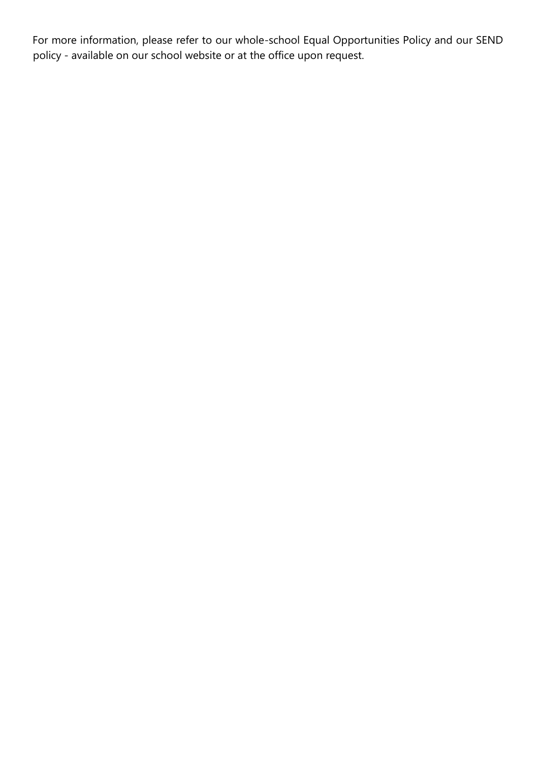For more information, please refer to our whole-school Equal Opportunities Policy and our SEND policy - available on our school website or at the office upon request.